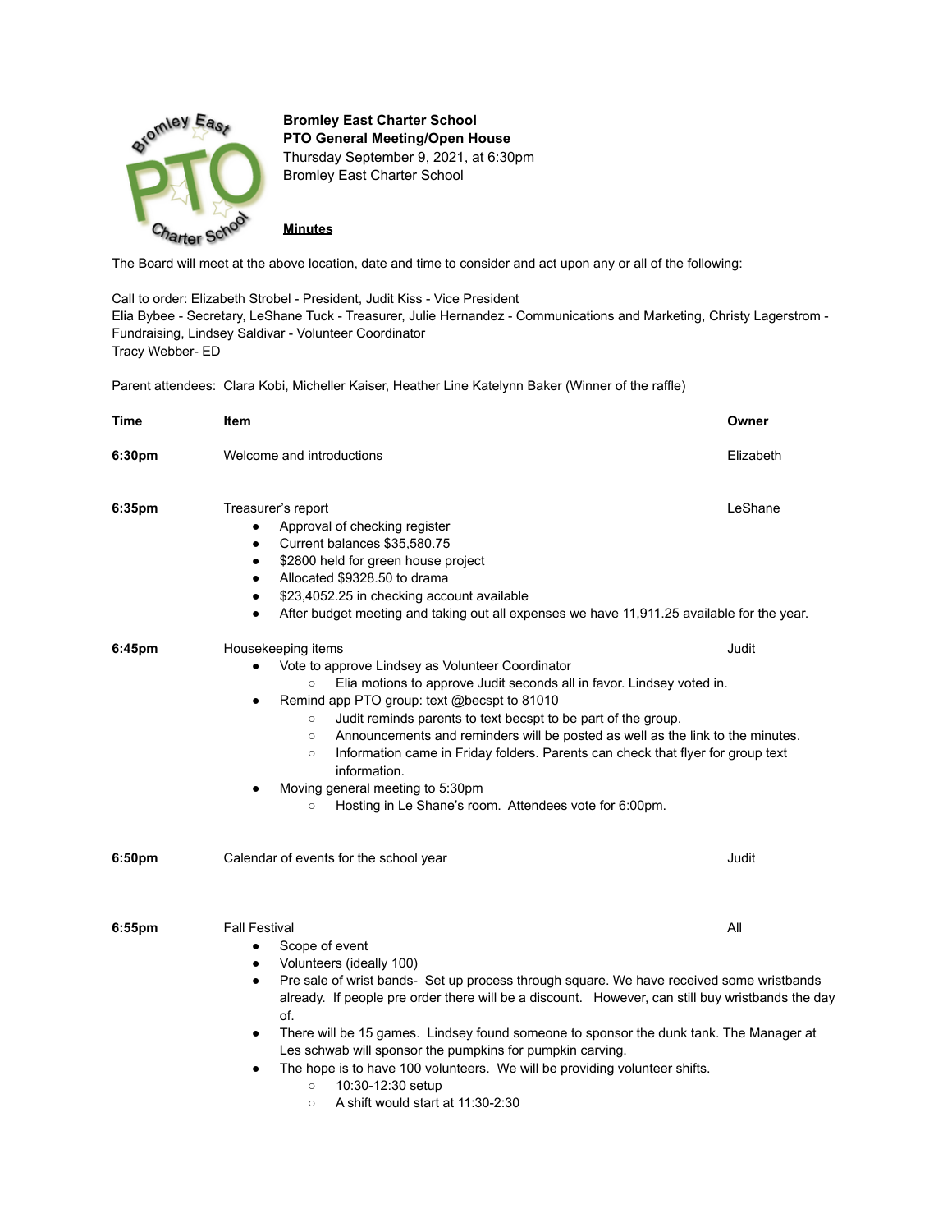**Bromley East Charter School**
**PTO General Meeting/Open House**
Thursday September 9, 2021, at 6:30pm
Bromley East Charter School

**Minutes**

The Board will meet at the above location, date and time to consider and act upon any or all of the following:

Call to order: Elizabeth Strobel - President, Judit Kiss - Vice President
Elia Bybee - Secretary, LeShane Tuck - Treasurer, Julie Hernandez - Communications and Marketing, Christy Lagerstrom - Fundraising, Lindsey Saldivar - Volunteer Coordinator
Tracy Webber- ED

Parent attendees: Clara Kobi, Micheller Kaiser, Heather Line Katelynn Baker (Winner of the raffle)

| Time | Item | Owner |
|---|---|---|
| 6:30pm | Welcome and introductions | Elizabeth |
| 6:35pm | Treasurer's report | LeShane |

- Approval of checking register
- Current balances $35,580.75
- $2800 held for green house project
- Allocated $9328.50 to drama
- $23,4052.25 in checking account available
- After budget meeting and taking out all expenses we have 11,911.25 available for the year.

| Time | Item | Owner |
|---|---|---|
| 6:45pm | Housekeeping items | Judit |

- Vote to approve Lindsey as Volunteer Coordinator
  - Elia motions to approve Judit seconds all in favor. Lindsey voted in.
- Remind app PTO group: text @becspt to 81010
  - Judit reminds parents to text becspt to be part of the group.
  - Announcements and reminders will be posted as well as the link to the minutes.
  - Information came in Friday folders. Parents can check that flyer for group text information.
- Moving general meeting to 5:30pm
  - Hosting in Le Shane's room. Attendees vote for 6:00pm.

| Time | Item | Owner |
|---|---|---|
| 6:50pm | Calendar of events for the school year | Judit |
| 6:55pm | Fall Festival | All |

- Scope of event
- Volunteers (ideally 100)
- Pre sale of wrist bands- Set up process through square. We have received some wristbands already. If people pre order there will be a discount. However, can still buy wristbands the day of.
- There will be 15 games. Lindsey found someone to sponsor the dunk tank. The Manager at Les schwab will sponsor the pumpkins for pumpkin carving.
- The hope is to have 100 volunteers. We will be providing volunteer shifts.
  - 10:30-12:30 setup
  - A shift would start at 11:30-2:30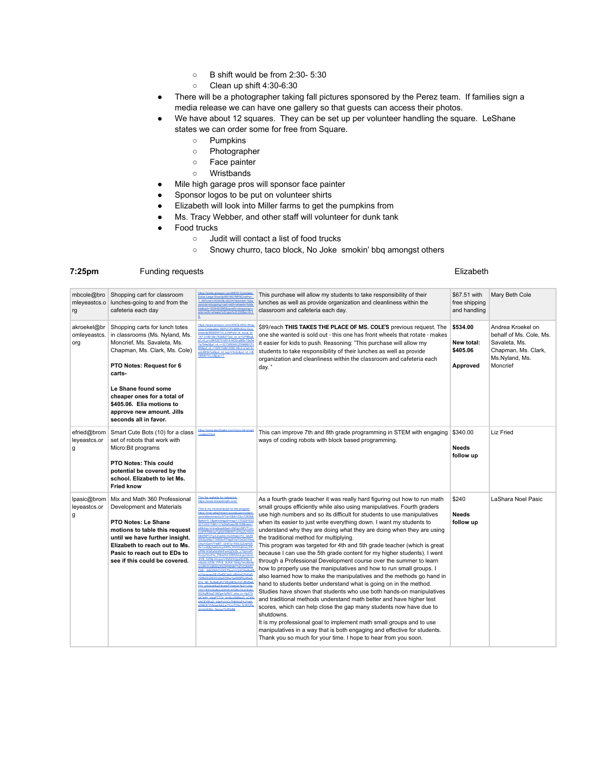- B shift would be from 2:30- 5:30
    - Clean up shift 4:30-6:30
- There will be a photographer taking fall pictures sponsored by the Perez team. If families sign a media release we can have one gallery so that guests can access their photos.
- We have about 12 squares. They can be set up per volunteer handling the square. LeShane states we can order some for free from Square.
    - Pumpkins
    - Photographer
    - Face painter
    - Wristbands
- Mile high garage pros will sponsor face painter
- Sponsor logos to be put on volunteer shirts
- Elizabeth will look into Miller farms to get the pumpkins from
- Ms. Tracy Webber, and other staff will volunteer for dunk tank
- Food trucks
    - Judit will contact a list of food trucks
    - Snowy churro, taco block, No Joke smokin' bbq amongst others

**7:25pm** Funding requests Elizabeth

| | | | | | |
|---|---|---|---|---|---|
| mbcole@bromleyeastcs.org | Shopping cart for classroom lunches-going to and from the cafeteria each day | https://smile.amazon.com/MOD-Complete-Extra-Large-Size/dp/B01K07MF8C/ref=sr_1_39?crid=UKDSOBLOGOH7&dchild=1&keywords=shopping+cart+with+wheels+foldable&qid=1628450995&sprefix=shopping+carts+with+wheels%2Caps%2C235&sr=8-39 | This purchase will allow my students to take responsibility of their lunches as well as provide organization and cleanliness within the classroom and cafeteria each day. | $67.51 with free shipping and handling | Mary Beth Cole |
| akroekel@bromleyeastcs.org | Shopping carts for lunch totes in classrooms (Ms. Nyland, Ms. Moncrief, Ms. Savaleta, Ms. Chapman, Ms. Clark, Ms. Cole)<br><br>**PTO Notes: Request for 6 carts-**<br><br>**Le Shane found some cheaper ones for a total of $405.06. Elia motions to approve new amount. Jills seconds all in favor.** | https://www.amazon.com/XINGLANG-Shopping-Collapsible-360%C2%B0Rolling-Groceries/dp/B085W1VLJJ/ref=pd_di_sccai_8/... | $89/each **THIS TAKES THE PLACE OF MS. COLE'S** previous request. The one she wanted is sold out - this one has front wheels that rotate - makes it easier for kids to push. Reasoning: "This purchase will allow my students to take responsibility of their lunches as well as provide organization and cleanliness within the classroom and cafeteria each day." | **$534.00**<br><br>**New total: $405.06**<br><br>**Approved** | Andrea Kroekel on behalf of Ms. Cole, Ms. Savaleta, Ms. Chapman, Ms. Clark, Ms.Nyland, Ms. Moncrief |
| efried@bromleyeastcs.org | Smart Cute Bots (10) for a class set of robots that work with Micro:Bit programs<br><br>**PTO Notes: This could potential be covered by the school. Elizabeth to let Ms. Fried know** | https://www.elecfreaks.com/micro-bit-smart-cutebot.html | This can improve 7th and 8th grade programming in STEM with engaging ways of coding robots with block based programming. | $340.00<br><br>**Needs follow up** | Liz Fried |
| lpasic@bromleyeastcs.org | Mix and Math 360 Professional Development and Materials<br><br>**PTO Notes: Le Shane motions to table this request until we have further insight. Elizabeth to reach out to Ms. Pasic to reach out to EDs to see if this could be covered.** | This the website for reference. https://www.mixandmath.com/<br><br>This is my invoice/receipt for the program https://mail-attachment.googleusercontent.com/attachment/u/0/... | As a fourth grade teacher it was really hard figuring out how to run math small groups efficiently while also using manipulatives. Fourth graders use high numbers and so its difficult for students to use manipulatives when its easier to just write everything down. I want my students to understand why they are doing what they are doing when they are using the traditional method for multiplying.<br>This program was targeted for 4th and 5th grade teacher (which is great because I can use the 5th grade content for my higher students). I went through a Professional Development course over the summer to learn how to properly use the manipulatives and how to run small groups. I also learned how to make the manipulatives and the methods go hand in hand to students better understand what is going on in the method. Studies have shown that students who use both hands-on manipulatives and traditional methods understand math better and have higher test scores, which can help close the gap many students now have due to shutdowns.<br>It is my professional goal to implement math small groups and to use manipulatives in a way that is both engaging and effective for students. Thank you so much for your time. I hope to hear from you soon. | $240<br><br>**Needs follow up** | LaShara Noel Pasic |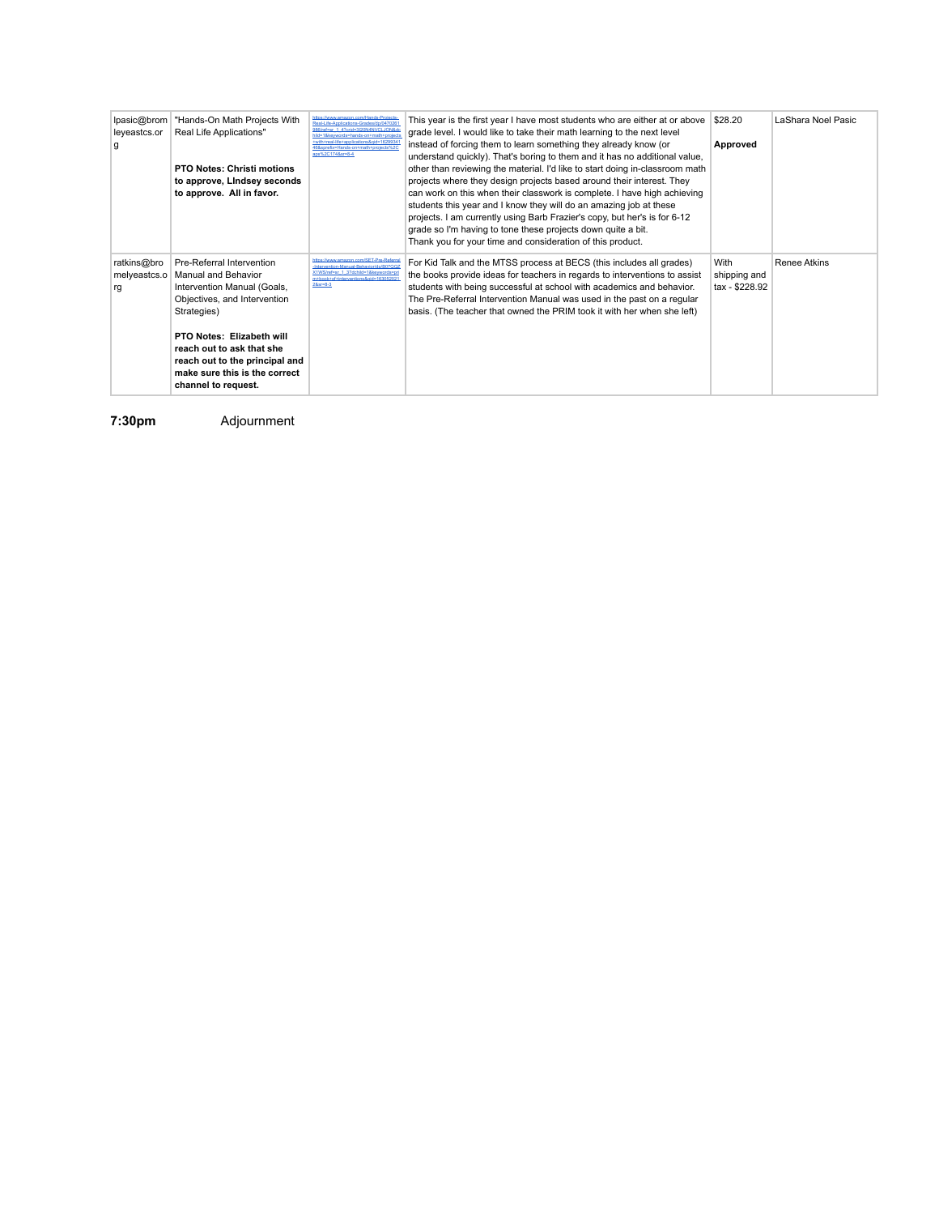| | | | | | |
|---|---|---|---|---|---|
| lpasic@bromleyeastcs.org | "Hands-On Math Projects With Real Life Applications"<br><br>**PTO Notes: Christi motions to approve, LIndsey seconds to approve. All in favor.** | https://www.amazon.com/Hands-Projects-Real-Life-Applications-Grades/dp/0470261595/ref=sr_1_4?crid=3I20N4NVCLJON&dchild=1&keywords=hands-on+math+projects+with+real-life+applications&qid=1629934148&sprefix=Hands-on+math+projects%2Caps%2C174&sr=8-4 | This year is the first year I have most students who are either at or above grade level. I would like to take their math learning to the next level instead of forcing them to learn something they already know (or understand quickly). That's boring to them and it has no additional value, other than reviewing the material. I'd like to start doing in-classroom math projects where they design projects based around their interest. They can work on this when their classwork is complete. I have high achieving students this year and I know they will do an amazing job at these projects. I am currently using Barb Frazier's copy, but her's is for 6-12 grade so I'm having to tone these projects down quite a bit.<br>Thank you for your time and consideration of this product. | $28.20<br><br>**Approved** | LaShara Noel Pasic |
| ratkins@bromelyeastcs.org | Pre-Referral Intervention Manual and Behavior Intervention Manual (Goals, Objectives, and Intervention Strategies)<br><br>**PTO Notes: Elizabeth will reach out to ask that she reach out to the principal and make sure this is the correct channel to request.** | https://www.amazon.com/SET-Pre-Referral-Intervention-Manual-Behavior/dp/B07GQZX1WS/ref=sr_1_3?dchild=1&keywords=pre-referral+intervention+manual&qid=1630520213&sr=8-3 | For Kid Talk and the MTSS process at BECS (this includes all grades) the books provide ideas for teachers in regards to interventions to assist students with being successful at school with academics and behavior. The Pre-Referral Intervention Manual was used in the past on a regular basis. (The teacher that owned the PRIM took it with her when she left) | With shipping and tax - $228.92 | Renee Atkins |

**7:30pm** Adjournment